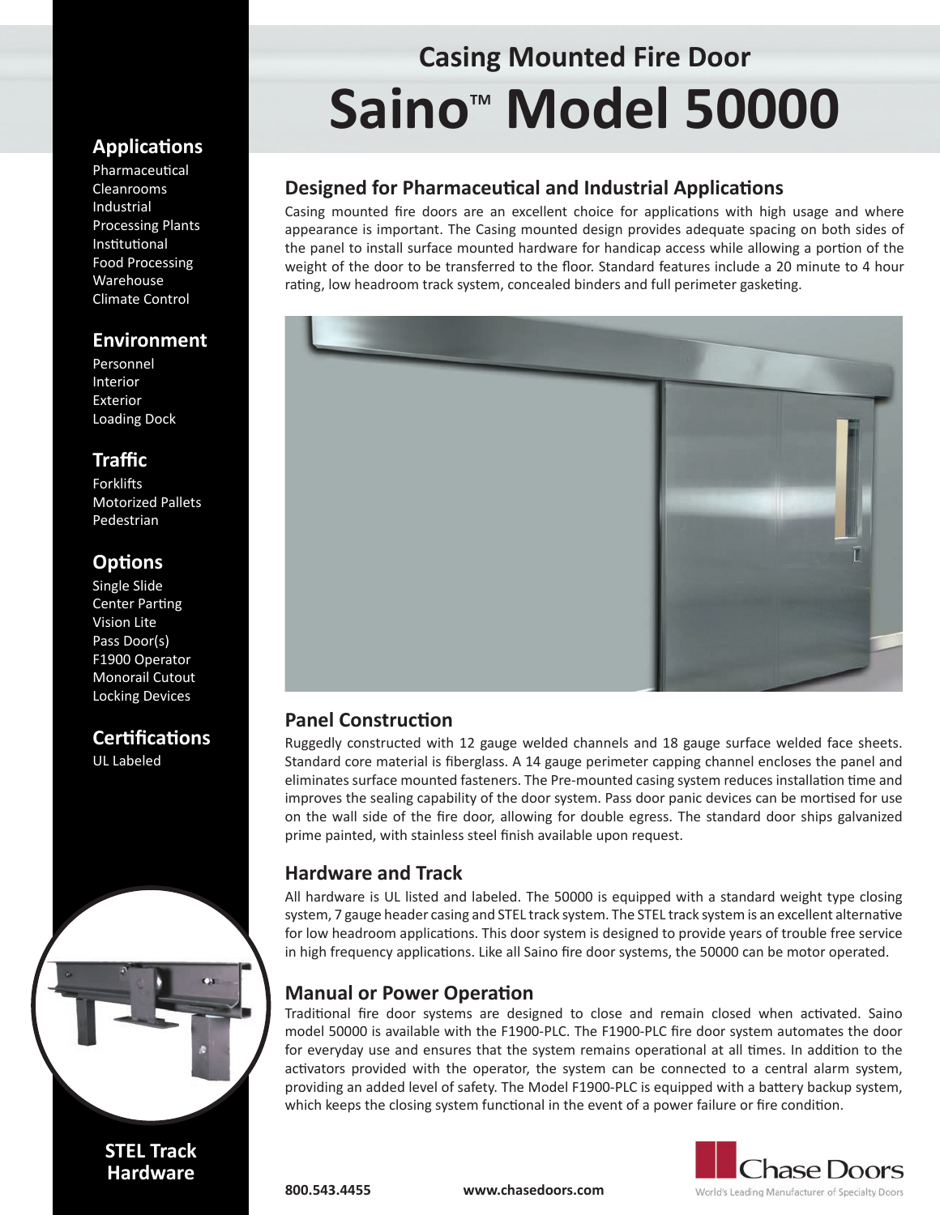## Casing Mounted Fire Door

# Saino™ Model 50000

### Applications

Pharmaceutical
Cleanrooms
Industrial
Processing Plants
Institutional
Food Processing
Warehouse
Climate Control

### Environment

Personnel
Interior
Exterior
Loading Dock

### Traffic

Forklifts
Motorized Pallets
Pedestrian

### Options

Single Slide
Center Parting
Vision Lite
Pass Door(s)
F1900 Operator
Monorail Cutout
Locking Devices

### Certifications

UL Labeled

**STEL Track Hardware**

## Designed for Pharmaceutical and Industrial Applications

Casing mounted fire doors are an excellent choice for applications with high usage and where appearance is important. The Casing mounted design provides adequate spacing on both sides of the panel to install surface mounted hardware for handicap access while allowing a portion of the weight of the door to be transferred to the floor. Standard features include a 20 minute to 4 hour rating, low headroom track system, concealed binders and full perimeter gasketing.

## Panel Construction

Ruggedly constructed with 12 gauge welded channels and 18 gauge surface welded face sheets. Standard core material is fiberglass. A 14 gauge perimeter capping channel encloses the panel and eliminates surface mounted fasteners. The Pre-mounted casing system reduces installation time and improves the sealing capability of the door system. Pass door panic devices can be mortised for use on the wall side of the fire door, allowing for double egress. The standard door ships galvanized prime painted, with stainless steel finish available upon request.

## Hardware and Track

All hardware is UL listed and labeled. The 50000 is equipped with a standard weight type closing system, 7 gauge header casing and STEL track system. The STEL track system is an excellent alternative for low headroom applications. This door system is designed to provide years of trouble free service in high frequency applications. Like all Saino fire door systems, the 50000 can be motor operated.

## Manual or Power Operation

Traditional fire door systems are designed to close and remain closed when activated. Saino model 50000 is available with the F1900-PLC. The F1900-PLC fire door system automates the door for everyday use and ensures that the system remains operational at all times. In addition to the activators provided with the operator, the system can be connected to a central alarm system, providing an added level of safety. The Model F1900-PLC is equipped with a battery backup system, which keeps the closing system functional in the event of a power failure or fire condition.

**800.543.4455** **www.chasedoors.com**

Chase Doors
World's Leading Manufacturer of Specialty Doors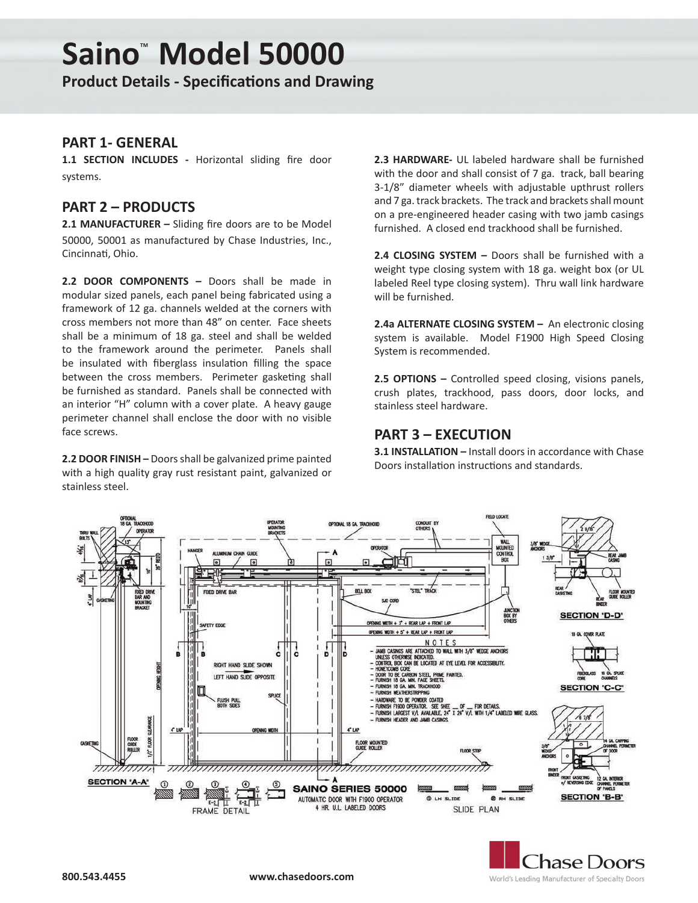# Saino™ Model 50000

**Product Details - Specifications and Drawing**

## PART 1- GENERAL

**1.1 SECTION INCLUDES -** Horizontal sliding fire door systems.

## PART 2 – PRODUCTS

**2.1 MANUFACTURER –** Sliding fire doors are to be Model 50000, 50001 as manufactured by Chase Industries, Inc., Cincinnati, Ohio.

**2.2 DOOR COMPONENTS –** Doors shall be made in modular sized panels, each panel being fabricated using a framework of 12 ga. channels welded at the corners with cross members not more than 48" on center. Face sheets shall be a minimum of 18 ga. steel and shall be welded to the framework around the perimeter. Panels shall be insulated with fiberglass insulation filling the space between the cross members. Perimeter gasketing shall be furnished as standard. Panels shall be connected with an interior "H" column with a cover plate. A heavy gauge perimeter channel shall enclose the door with no visible face screws.

**2.2 DOOR FINISH –** Doors shall be galvanized prime painted with a high quality gray rust resistant paint, galvanized or stainless steel.

**2.3 HARDWARE-** UL labeled hardware shall be furnished with the door and shall consist of 7 ga. track, ball bearing 3-1/8" diameter wheels with adjustable upthrust rollers and 7 ga. track brackets. The track and brackets shall mount on a pre-engineered header casing with two jamb casings furnished. A closed end trackhood shall be furnished.

**2.4 CLOSING SYSTEM –** Doors shall be furnished with a weight type closing system with 18 ga. weight box (or UL labeled Reel type closing system). Thru wall link hardware will be furnished.

**2.4a ALTERNATE CLOSING SYSTEM –** An electronic closing system is available. Model F1900 High Speed Closing System is recommended.

**2.5 OPTIONS –** Controlled speed closing, visions panels, crush plates, trackhood, pass doors, door locks, and stainless steel hardware.

## PART 3 – EXECUTION

**3.1 INSTALLATION –** Install doors in accordance with Chase Doors installation instructions and standards.

OPTIONAL 18 GA. TRACKHOOD
OPERATOR
THRU WALL BOLTS
13"
18"
26" REQ'D
4" LAP
GASKETING
FIXED DRIVE BAR AND MOUNTING BRACKET
OPERATOR MOUNTING BRACKETS
OPTIONAL 18 GA. TRACKHOOD
CONDUIT BY OTHERS
FIELD LOCATE
WALL MOUNTED CONTROL BOX
HANGER
ALUMINUM CHAIN GUIDE
OPERATOR
FIXED DRIVE BAR
BELL BOX
"STEL" TRACK
SJO CORD
JUNCTION BOX BY OTHERS
SAFETY EDGE
OPENING WIDTH + 3" + REAR LAP + FRONT LAP
OPENING WIDTH + 5" + REAR LAP + FRONT LAP

NOTES
- JAMB CASINGS ARE ATTACHED TO WALL WITH 3/8" WEDGE ANCHORS UNLESS OTHERWISE INDICATED.
- CONTROL BOX CAN BE LOCATED AT EYE LEVEL FOR ACCESSIBILITY.
- HONEYCOMB CORE
- DOOR TO BE CARBON STEEL, PRIME PAINTED.
- FURNISH 18 GA. MIN. FACE SHEETS.
- FURNISH 18 GA. MIN. TRACKHOOD
- FURNISH WEATHERSTRIPPING
- HARDWARE TO BE POWDER COATED
- FURNISH F1900 OPERATOR. SEE SHEET __ OF __ FOR DETAILS.
- FURNISH LARGEST V/L AVAILABLE, 24" X 24" V/L WITH 1/4" LABELED WIRE GLASS.
- FURNISH HEADER AND JAMB CASINGS.

RIGHT HAND SLIDE SHOWN
LEFT HAND SLIDE OPPOSITE
FLUSH PULL BOTH SIDES
SPLICE
OPENING HEIGHT
OPENING WIDTH
4" LAP
4" LAP
GASKETING
FLOOR GUIDE ROLLER
1/2" FLOOR CLEARANCE
FLOOR MOUNTED GUIDE ROLLER
FLOOR STOP

SECTION "A-A"
FRAME DETAIL
SAINO SERIES 50000
AUTOMATIC DOOR WITH F1900 OPERATOR
4 HR. U.L. LABELED DOORS
① LH SLIDE
② RH SLIDE
SLIDE PLAN

3/8" WEDGE ANCHORS
2 9/16"
1 3/8"
REAR JAMB CASING
REAR GASKETING
REAR BINDER
FLOOR MOUNTED GUIDE ROLLER
SECTION "D-D'"

18 GA. COVER PLATE
FIBERGLASS CORE
18 GA. SPLICE CHANNELS
SECTION "C-C"

6 7/8"
3/8" WEDGE ANCHORS
14 GA. CAPPING CHANNEL PERIMETER OF DOOR
FRONT BINDER
FRONT GASKETING W/ REVERSING EDGE
12 GA. INTERIOR CHANNEL PERIMETER OF PANELS
SECTION "B-B"